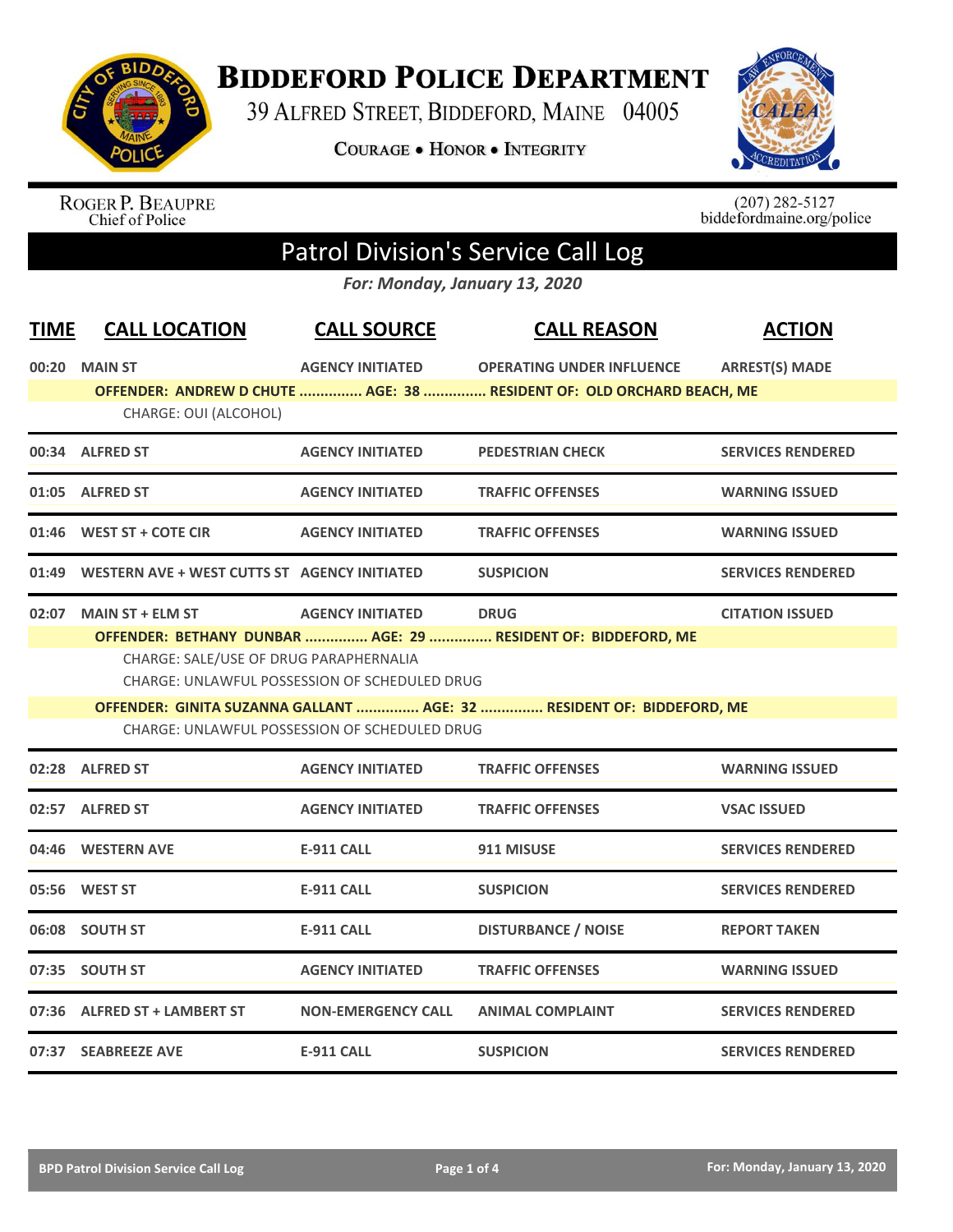# Biddeford Police Department

39 Alfred Street, Biddeford, Maine 04005

Courage • Honor • Integrity

Roger P. Beaupre
Chief of Police

(207) 282-5127
biddefordmaine.org/police

## Patrol Division's Service Call Log

*For: Monday, January 13, 2020*

| TIME | CALL LOCATION | CALL SOURCE | CALL REASON | ACTION |
|---|---|---|---|---|
| 00:20 | MAIN ST | AGENCY INITIATED | OPERATING UNDER INFLUENCE | ARREST(S) MADE |
| | OFFENDER: ANDREW D CHUTE ............... AGE: 38 ............... RESIDENT OF: OLD ORCHARD BEACH, ME | | | |
| | CHARGE: OUI (ALCOHOL) | | | |
| 00:34 | ALFRED ST | AGENCY INITIATED | PEDESTRIAN CHECK | SERVICES RENDERED |
| 01:05 | ALFRED ST | AGENCY INITIATED | TRAFFIC OFFENSES | WARNING ISSUED |
| 01:46 | WEST ST + COTE CIR | AGENCY INITIATED | TRAFFIC OFFENSES | WARNING ISSUED |
| 01:49 | WESTERN AVE + WEST CUTTS ST | AGENCY INITIATED | SUSPICION | SERVICES RENDERED |
| 02:07 | MAIN ST + ELM ST | AGENCY INITIATED | DRUG | CITATION ISSUED |
| | OFFENDER: BETHANY DUNBAR ............... AGE: 29 ............... RESIDENT OF: BIDDEFORD, ME | | | |
| | CHARGE: SALE/USE OF DRUG PARAPHERNALIA | | | |
| | CHARGE: UNLAWFUL POSSESSION OF SCHEDULED DRUG | | | |
| | OFFENDER: GINITA SUZANNA GALLANT ............... AGE: 32 ............... RESIDENT OF: BIDDEFORD, ME | | | |
| | CHARGE: UNLAWFUL POSSESSION OF SCHEDULED DRUG | | | |
| 02:28 | ALFRED ST | AGENCY INITIATED | TRAFFIC OFFENSES | WARNING ISSUED |
| 02:57 | ALFRED ST | AGENCY INITIATED | TRAFFIC OFFENSES | VSAC ISSUED |
| 04:46 | WESTERN AVE | E-911 CALL | 911 MISUSE | SERVICES RENDERED |
| 05:56 | WEST ST | E-911 CALL | SUSPICION | SERVICES RENDERED |
| 06:08 | SOUTH ST | E-911 CALL | DISTURBANCE / NOISE | REPORT TAKEN |
| 07:35 | SOUTH ST | AGENCY INITIATED | TRAFFIC OFFENSES | WARNING ISSUED |
| 07:36 | ALFRED ST + LAMBERT ST | NON-EMERGENCY CALL | ANIMAL COMPLAINT | SERVICES RENDERED |
| 07:37 | SEABREEZE AVE | E-911 CALL | SUSPICION | SERVICES RENDERED |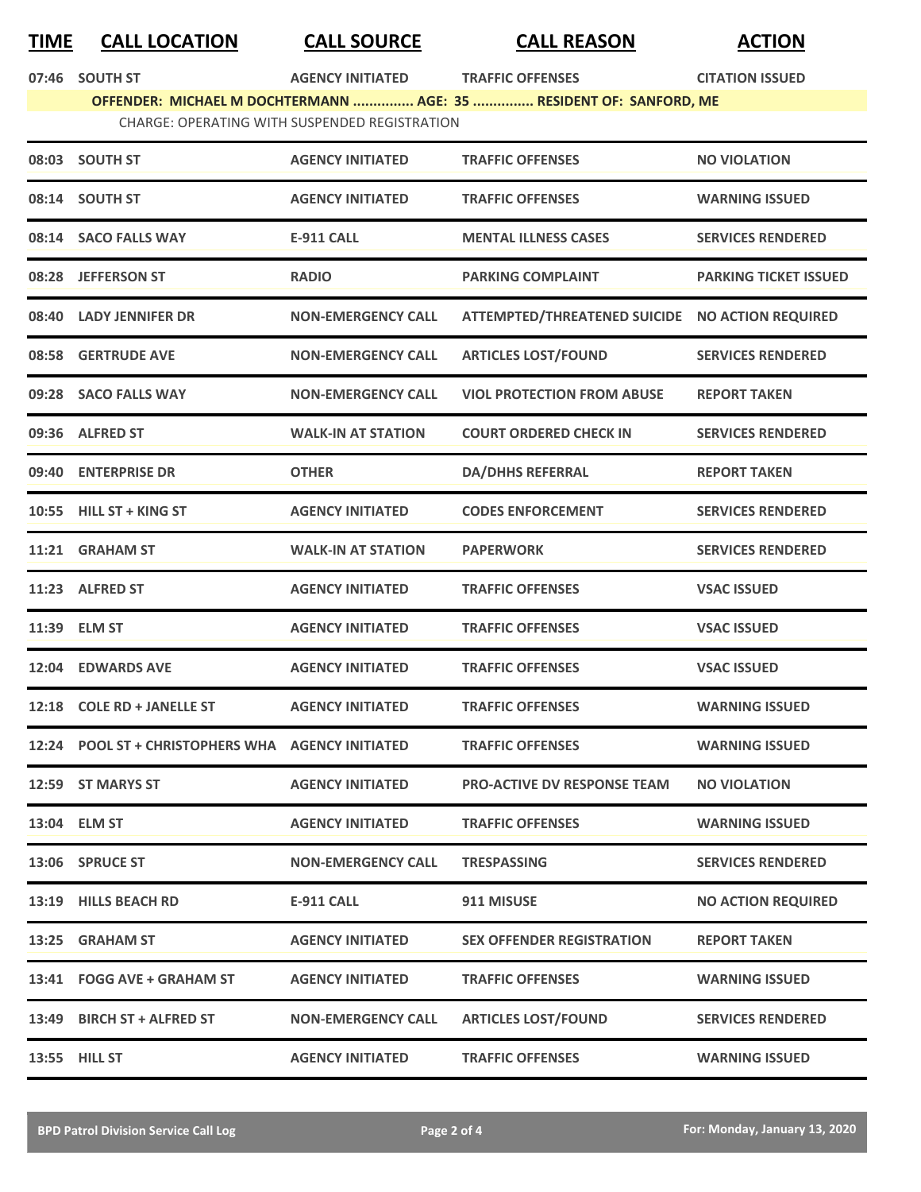| TIME | CALL LOCATION | CALL SOURCE | CALL REASON | ACTION |
|---|---|---|---|---|
| 07:46 | SOUTH ST | AGENCY INITIATED | TRAFFIC OFFENSES | CITATION ISSUED |
| | OFFENDER: MICHAEL M DOCHTERMANN ............... AGE: 35 ............... RESIDENT OF: SANFORD, ME | | | |
| | CHARGE: OPERATING WITH SUSPENDED REGISTRATION | | | |
| 08:03 | SOUTH ST | AGENCY INITIATED | TRAFFIC OFFENSES | NO VIOLATION |
| 08:14 | SOUTH ST | AGENCY INITIATED | TRAFFIC OFFENSES | WARNING ISSUED |
| 08:14 | SACO FALLS WAY | E-911 CALL | MENTAL ILLNESS CASES | SERVICES RENDERED |
| 08:28 | JEFFERSON ST | RADIO | PARKING COMPLAINT | PARKING TICKET ISSUED |
| 08:40 | LADY JENNIFER DR | NON-EMERGENCY CALL | ATTEMPTED/THREATENED SUICIDE | NO ACTION REQUIRED |
| 08:58 | GERTRUDE AVE | NON-EMERGENCY CALL | ARTICLES LOST/FOUND | SERVICES RENDERED |
| 09:28 | SACO FALLS WAY | NON-EMERGENCY CALL | VIOL PROTECTION FROM ABUSE | REPORT TAKEN |
| 09:36 | ALFRED ST | WALK-IN AT STATION | COURT ORDERED CHECK IN | SERVICES RENDERED |
| 09:40 | ENTERPRISE DR | OTHER | DA/DHHS REFERRAL | REPORT TAKEN |
| 10:55 | HILL ST + KING ST | AGENCY INITIATED | CODES ENFORCEMENT | SERVICES RENDERED |
| 11:21 | GRAHAM ST | WALK-IN AT STATION | PAPERWORK | SERVICES RENDERED |
| 11:23 | ALFRED ST | AGENCY INITIATED | TRAFFIC OFFENSES | VSAC ISSUED |
| 11:39 | ELM ST | AGENCY INITIATED | TRAFFIC OFFENSES | VSAC ISSUED |
| 12:04 | EDWARDS AVE | AGENCY INITIATED | TRAFFIC OFFENSES | VSAC ISSUED |
| 12:18 | COLE RD + JANELLE ST | AGENCY INITIATED | TRAFFIC OFFENSES | WARNING ISSUED |
| 12:24 | POOL ST + CHRISTOPHERS WHA | AGENCY INITIATED | TRAFFIC OFFENSES | WARNING ISSUED |
| 12:59 | ST MARYS ST | AGENCY INITIATED | PRO-ACTIVE DV RESPONSE TEAM | NO VIOLATION |
| 13:04 | ELM ST | AGENCY INITIATED | TRAFFIC OFFENSES | WARNING ISSUED |
| 13:06 | SPRUCE ST | NON-EMERGENCY CALL | TRESPASSING | SERVICES RENDERED |
| 13:19 | HILLS BEACH RD | E-911 CALL | 911 MISUSE | NO ACTION REQUIRED |
| 13:25 | GRAHAM ST | AGENCY INITIATED | SEX OFFENDER REGISTRATION | REPORT TAKEN |
| 13:41 | FOGG AVE + GRAHAM ST | AGENCY INITIATED | TRAFFIC OFFENSES | WARNING ISSUED |
| 13:49 | BIRCH ST + ALFRED ST | NON-EMERGENCY CALL | ARTICLES LOST/FOUND | SERVICES RENDERED |
| 13:55 | HILL ST | AGENCY INITIATED | TRAFFIC OFFENSES | WARNING ISSUED |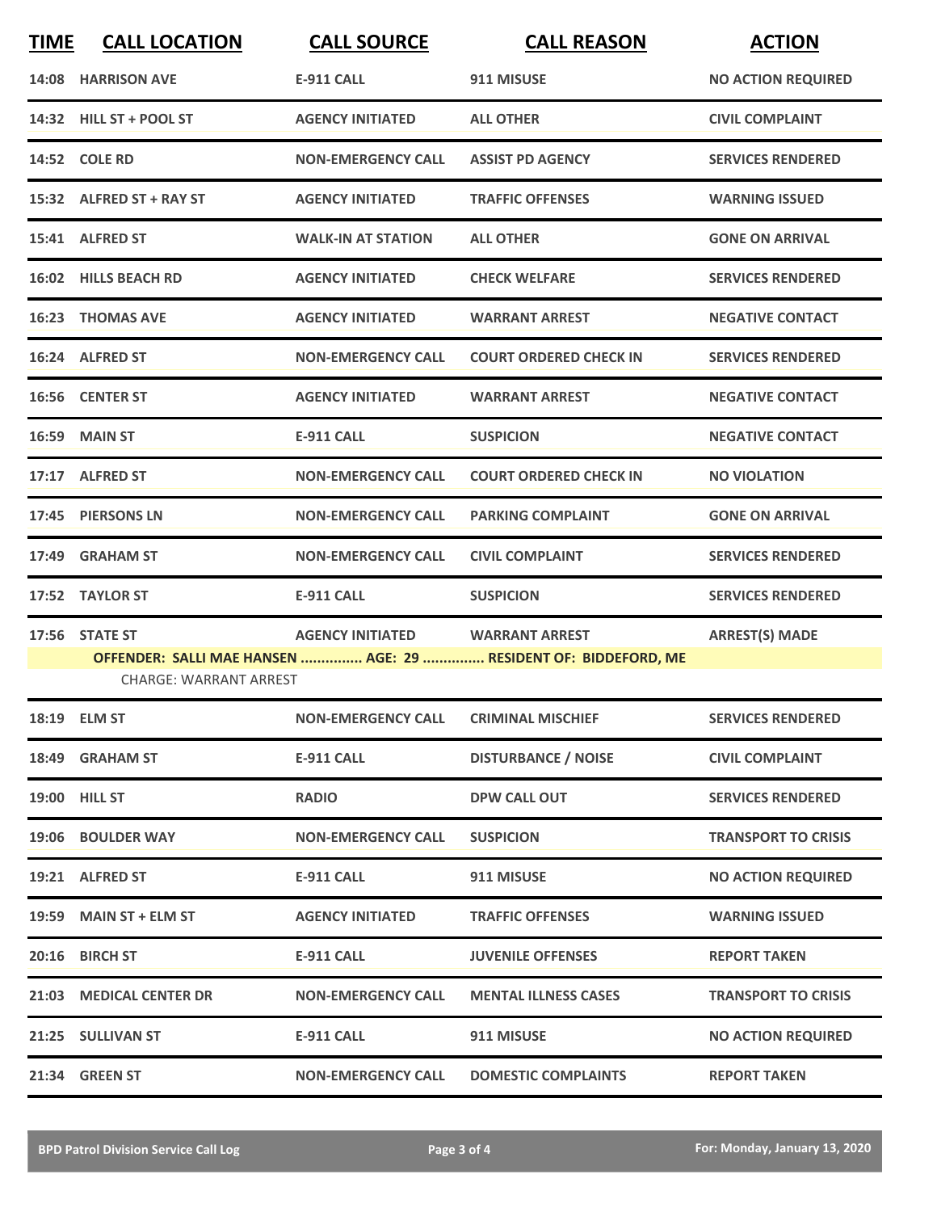| TIME | CALL LOCATION | CALL SOURCE | CALL REASON | ACTION |
|---|---|---|---|---|
| 14:08 | HARRISON AVE | E-911 CALL | 911 MISUSE | NO ACTION REQUIRED |
| 14:32 | HILL ST + POOL ST | AGENCY INITIATED | ALL OTHER | CIVIL COMPLAINT |
| 14:52 | COLE RD | NON-EMERGENCY CALL | ASSIST PD AGENCY | SERVICES RENDERED |
| 15:32 | ALFRED ST + RAY ST | AGENCY INITIATED | TRAFFIC OFFENSES | WARNING ISSUED |
| 15:41 | ALFRED ST | WALK-IN AT STATION | ALL OTHER | GONE ON ARRIVAL |
| 16:02 | HILLS BEACH RD | AGENCY INITIATED | CHECK WELFARE | SERVICES RENDERED |
| 16:23 | THOMAS AVE | AGENCY INITIATED | WARRANT ARREST | NEGATIVE CONTACT |
| 16:24 | ALFRED ST | NON-EMERGENCY CALL | COURT ORDERED CHECK IN | SERVICES RENDERED |
| 16:56 | CENTER ST | AGENCY INITIATED | WARRANT ARREST | NEGATIVE CONTACT |
| 16:59 | MAIN ST | E-911 CALL | SUSPICION | NEGATIVE CONTACT |
| 17:17 | ALFRED ST | NON-EMERGENCY CALL | COURT ORDERED CHECK IN | NO VIOLATION |
| 17:45 | PIERSONS LN | NON-EMERGENCY CALL | PARKING COMPLAINT | GONE ON ARRIVAL |
| 17:49 | GRAHAM ST | NON-EMERGENCY CALL | CIVIL COMPLAINT | SERVICES RENDERED |
| 17:52 | TAYLOR ST | E-911 CALL | SUSPICION | SERVICES RENDERED |
| 17:56 | STATE ST | AGENCY INITIATED | WARRANT ARREST | ARREST(S) MADE |
| | OFFENDER: SALLI MAE HANSEN ............... AGE: 29 ............... RESIDENT OF: BIDDEFORD, ME | | | |
| | CHARGE: WARRANT ARREST | | | |
| 18:19 | ELM ST | NON-EMERGENCY CALL | CRIMINAL MISCHIEF | SERVICES RENDERED |
| 18:49 | GRAHAM ST | E-911 CALL | DISTURBANCE / NOISE | CIVIL COMPLAINT |
| 19:00 | HILL ST | RADIO | DPW CALL OUT | SERVICES RENDERED |
| 19:06 | BOULDER WAY | NON-EMERGENCY CALL | SUSPICION | TRANSPORT TO CRISIS |
| 19:21 | ALFRED ST | E-911 CALL | 911 MISUSE | NO ACTION REQUIRED |
| 19:59 | MAIN ST + ELM ST | AGENCY INITIATED | TRAFFIC OFFENSES | WARNING ISSUED |
| 20:16 | BIRCH ST | E-911 CALL | JUVENILE OFFENSES | REPORT TAKEN |
| 21:03 | MEDICAL CENTER DR | NON-EMERGENCY CALL | MENTAL ILLNESS CASES | TRANSPORT TO CRISIS |
| 21:25 | SULLIVAN ST | E-911 CALL | 911 MISUSE | NO ACTION REQUIRED |
| 21:34 | GREEN ST | NON-EMERGENCY CALL | DOMESTIC COMPLAINTS | REPORT TAKEN |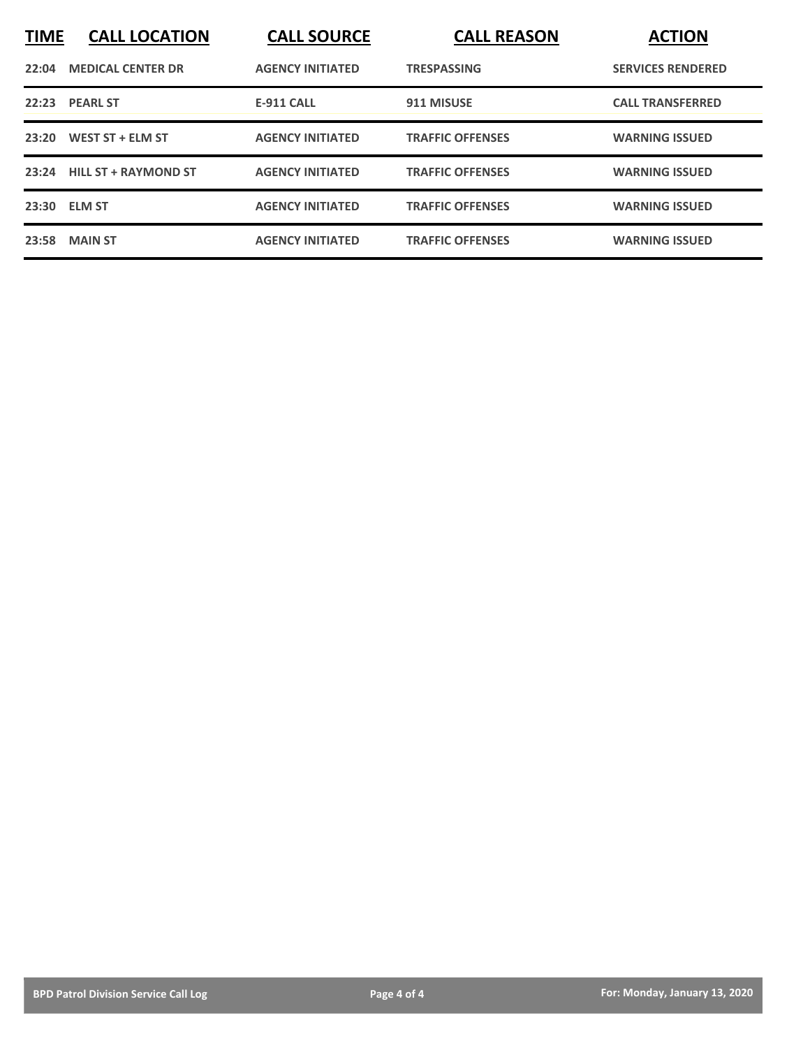| TIME | CALL LOCATION | CALL SOURCE | CALL REASON | ACTION |
|---|---|---|---|---|
| 22:04 | MEDICAL CENTER DR | AGENCY INITIATED | TRESPASSING | SERVICES RENDERED |
| 22:23 | PEARL ST | E-911 CALL | 911 MISUSE | CALL TRANSFERRED |
| 23:20 | WEST ST + ELM ST | AGENCY INITIATED | TRAFFIC OFFENSES | WARNING ISSUED |
| 23:24 | HILL ST + RAYMOND ST | AGENCY INITIATED | TRAFFIC OFFENSES | WARNING ISSUED |
| 23:30 | ELM ST | AGENCY INITIATED | TRAFFIC OFFENSES | WARNING ISSUED |
| 23:58 | MAIN ST | AGENCY INITIATED | TRAFFIC OFFENSES | WARNING ISSUED |